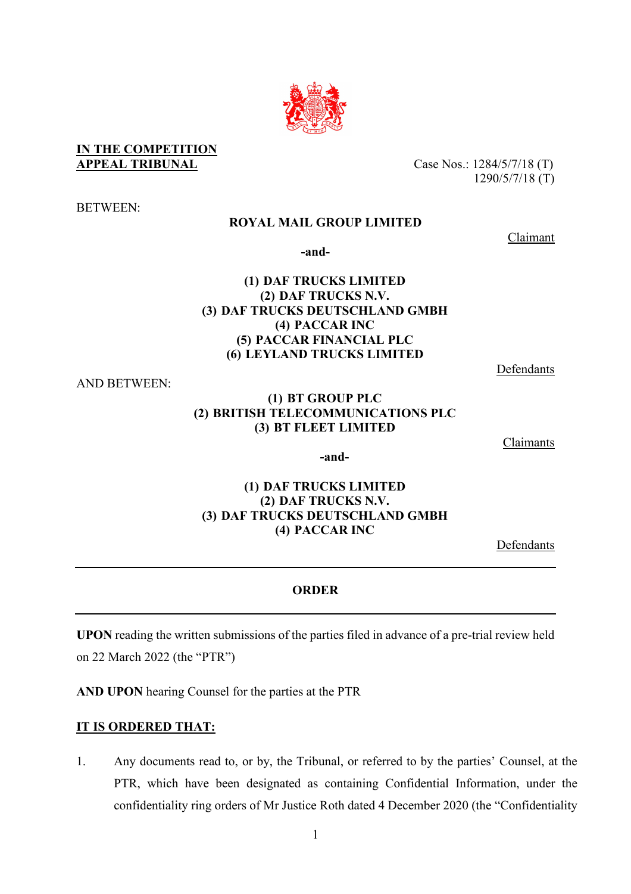**IN THE COMPETITION APPEAL TRIBUNAL**

Case Nos.: 1284/5/7/18 (T)
1290/5/7/18 (T)

BETWEEN:

**ROYAL MAIL GROUP LIMITED**

Claimant

**-and-**

**(1) DAF TRUCKS LIMITED**
**(2) DAF TRUCKS N.V.**
**(3) DAF TRUCKS DEUTSCHLAND GMBH**
**(4) PACCAR INC**
**(5) PACCAR FINANCIAL PLC**
**(6) LEYLAND TRUCKS LIMITED**

Defendants

AND BETWEEN:

**(1) BT GROUP PLC**
**(2) BRITISH TELECOMMUNICATIONS PLC**
**(3) BT FLEET LIMITED**

Claimants

**-and-**

**(1) DAF TRUCKS LIMITED**
**(2) DAF TRUCKS N.V.**
**(3) DAF TRUCKS DEUTSCHLAND GMBH**
**(4) PACCAR INC**

Defendants

---

**ORDER**

---

**UPON** reading the written submissions of the parties filed in advance of a pre-trial review held on 22 March 2022 (the "PTR")

**AND UPON** hearing Counsel for the parties at the PTR

**IT IS ORDERED THAT:**

1. Any documents read to, or by, the Tribunal, or referred to by the parties' Counsel, at the PTR, which have been designated as containing Confidential Information, under the confidentiality ring orders of Mr Justice Roth dated 4 December 2020 (the "Confidentiality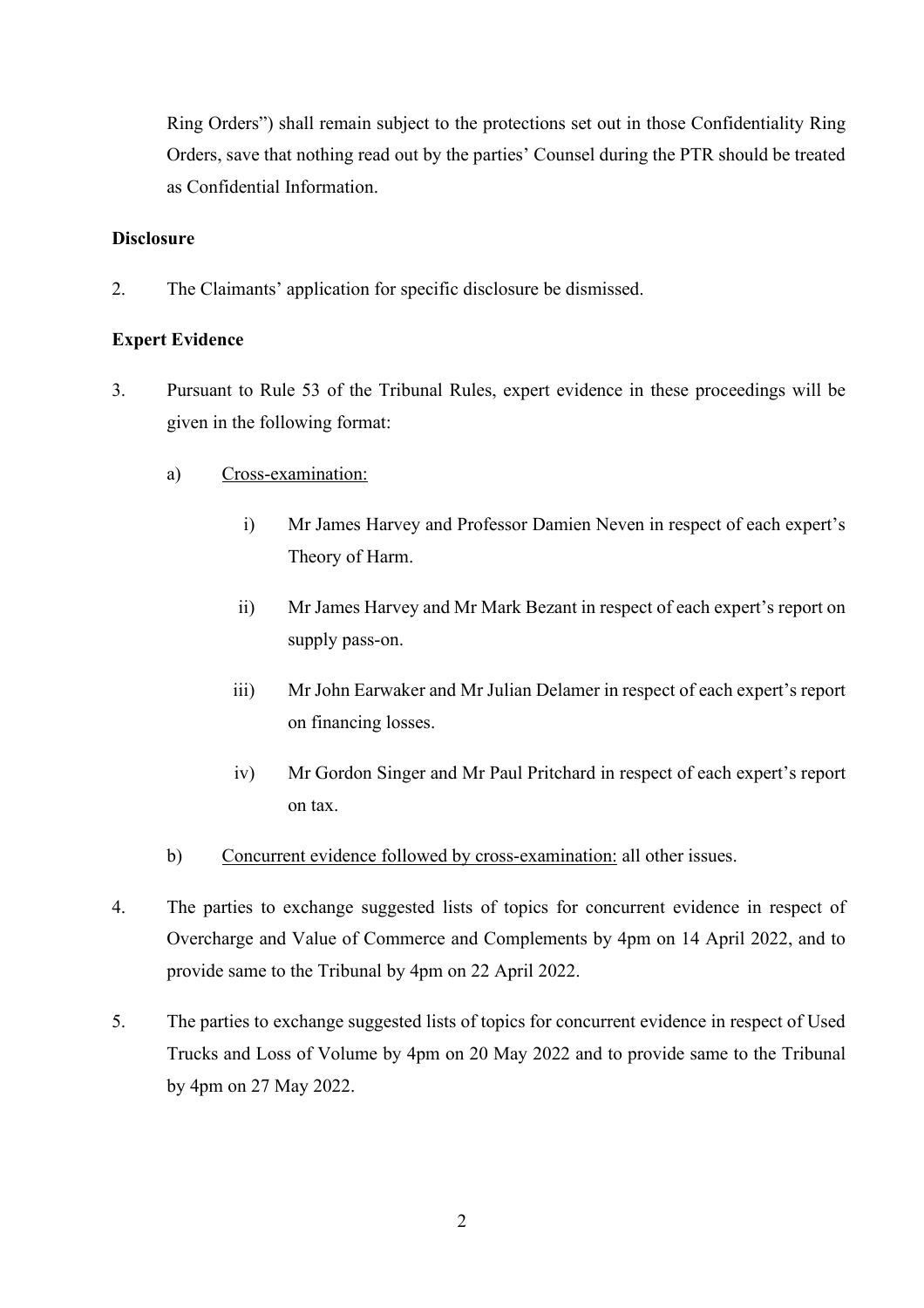Ring Orders") shall remain subject to the protections set out in those Confidentiality Ring Orders, save that nothing read out by the parties' Counsel during the PTR should be treated as Confidential Information.

**Disclosure**

2. The Claimants' application for specific disclosure be dismissed.

**Expert Evidence**

3. Pursuant to Rule 53 of the Tribunal Rules, expert evidence in these proceedings will be given in the following format:

   a) Cross-examination:

      i) Mr James Harvey and Professor Damien Neven in respect of each expert's Theory of Harm.

      ii) Mr James Harvey and Mr Mark Bezant in respect of each expert's report on supply pass-on.

      iii) Mr John Earwaker and Mr Julian Delamer in respect of each expert's report on financing losses.

      iv) Mr Gordon Singer and Mr Paul Pritchard in respect of each expert's report on tax.

   b) Concurrent evidence followed by cross-examination: all other issues.

4. The parties to exchange suggested lists of topics for concurrent evidence in respect of Overcharge and Value of Commerce and Complements by 4pm on 14 April 2022, and to provide same to the Tribunal by 4pm on 22 April 2022.

5. The parties to exchange suggested lists of topics for concurrent evidence in respect of Used Trucks and Loss of Volume by 4pm on 20 May 2022 and to provide same to the Tribunal by 4pm on 27 May 2022.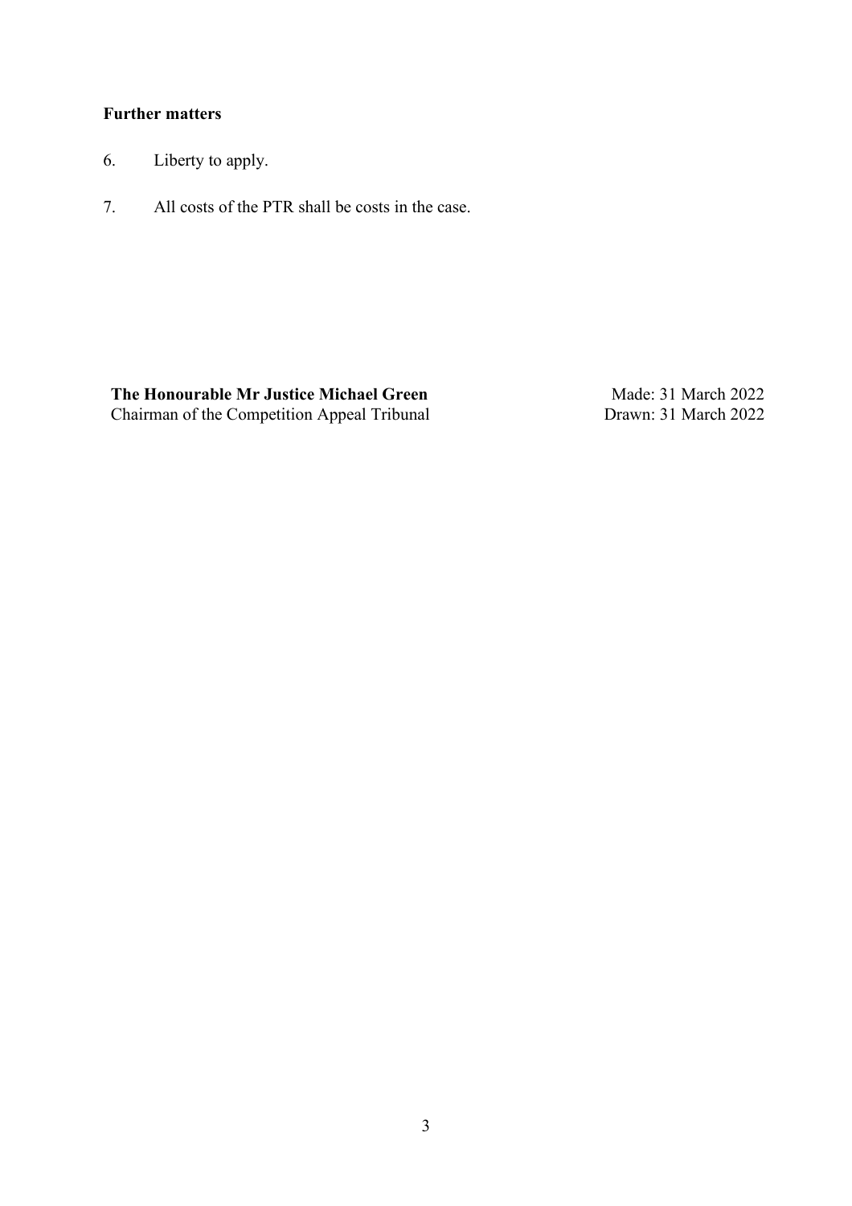**Further matters**

6. Liberty to apply.

7. All costs of the PTR shall be costs in the case.

**The Honourable Mr Justice Michael Green**
Chairman of the Competition Appeal Tribunal

Made: 31 March 2022
Drawn: 31 March 2022